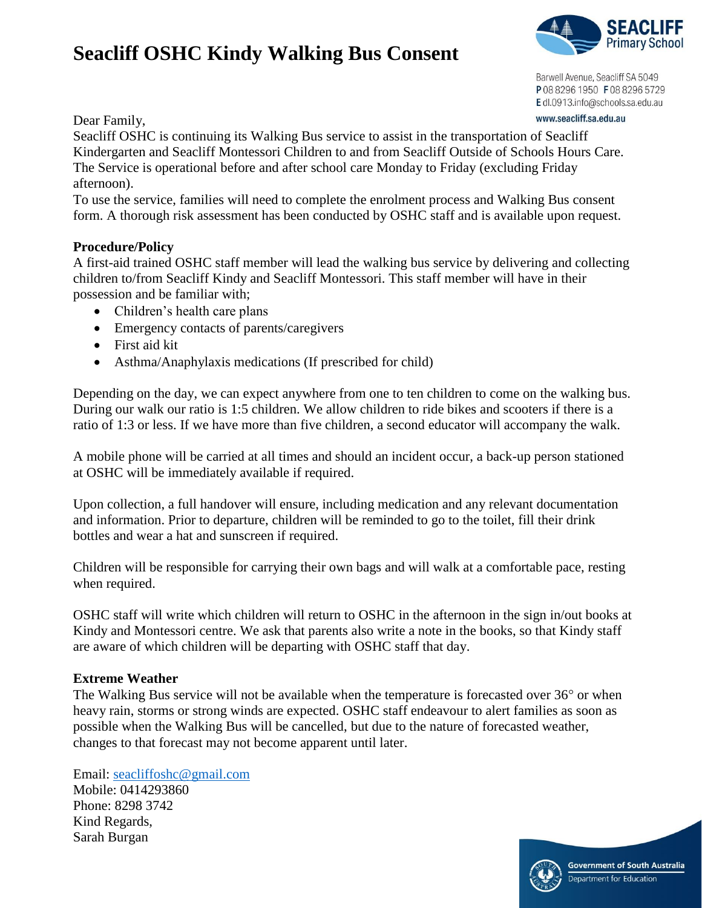# Seacliff OSHC Kindy Walking Bus Consent

Barwell Avenue, Seacliff SA 5049
P 08 8296 1950 F 08 8296 5729
E dl.0913.info@schools.sa.edu.au
www.seacliff.sa.edu.au

Dear Family,

Seacliff OSHC is continuing its Walking Bus service to assist in the transportation of Seacliff Kindergarten and Seacliff Montessori Children to and from Seacliff Outside of Schools Hours Care. The Service is operational before and after school care Monday to Friday (excluding Friday afternoon).

To use the service, families will need to complete the enrolment process and Walking Bus consent form. A thorough risk assessment has been conducted by OSHC staff and is available upon request.

**Procedure/Policy**

A first-aid trained OSHC staff member will lead the walking bus service by delivering and collecting children to/from Seacliff Kindy and Seacliff Montessori. This staff member will have in their possession and be familiar with;

- Children's health care plans
- Emergency contacts of parents/caregivers
- First aid kit
- Asthma/Anaphylaxis medications (If prescribed for child)

Depending on the day, we can expect anywhere from one to ten children to come on the walking bus. During our walk our ratio is 1:5 children. We allow children to ride bikes and scooters if there is a ratio of 1:3 or less. If we have more than five children, a second educator will accompany the walk.

A mobile phone will be carried at all times and should an incident occur, a back-up person stationed at OSHC will be immediately available if required.

Upon collection, a full handover will ensure, including medication and any relevant documentation and information. Prior to departure, children will be reminded to go to the toilet, fill their drink bottles and wear a hat and sunscreen if required.

Children will be responsible for carrying their own bags and will walk at a comfortable pace, resting when required.

OSHC staff will write which children will return to OSHC in the afternoon in the sign in/out books at Kindy and Montessori centre. We ask that parents also write a note in the books, so that Kindy staff are aware of which children will be departing with OSHC staff that day.

**Extreme Weather**

The Walking Bus service will not be available when the temperature is forecasted over 36° or when heavy rain, storms or strong winds are expected. OSHC staff endeavour to alert families as soon as possible when the Walking Bus will be cancelled, but due to the nature of forecasted weather, changes to that forecast may not become apparent until later.

Email: seacliffoshc@gmail.com
Mobile: 0414293860
Phone: 8298 3742
Kind Regards,
Sarah Burgan

Government of South Australia
Department for Education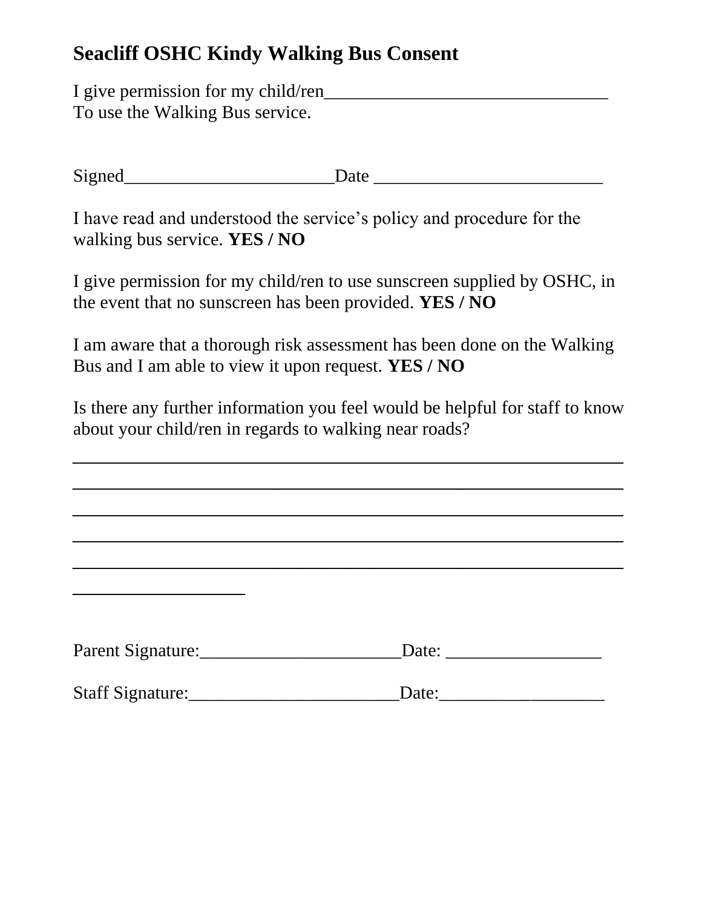## Seacliff OSHC Kindy Walking Bus Consent

I give permission for my child/ren_______________________________
To use the Walking Bus service.

Signed_______________________Date _________________________

I have read and understood the service's policy and procedure for the walking bus service. **YES / NO**

I give permission for my child/ren to use sunscreen supplied by OSHC, in the event that no sunscreen has been provided. **YES / NO**

I am aware that a thorough risk assessment has been done on the Walking Bus and I am able to view it upon request. **YES / NO**

Is there any further information you feel would be helpful for staff to know about your child/ren in regards to walking near roads?

____________________________________________________________

____________________________________________________________

____________________________________________________________

____________________________________________________________

____________________________________________________________

___________________

Parent Signature:______________________Date: _________________

Staff Signature:_______________________Date:__________________